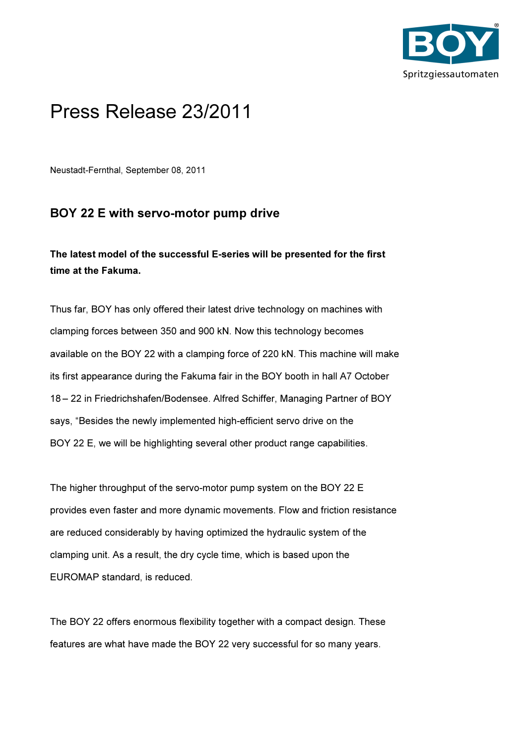# Press Release 23/2011

Neustadt-Fernthal, September 08, 2011

## BOY 22 E with servo-motor pump drive

**The latest model of the successful E-series will be presented for the first time at the Fakuma.**

Thus far, BOY has only offered their latest drive technology on machines with clamping forces between 350 and 900 kN. Now this technology becomes available on the BOY 22 with a clamping force of 220 kN. This machine will make its first appearance during the Fakuma fair in the BOY booth in hall A7 October 18 – 22 in Friedrichshafen/Bodensee. Alfred Schiffer, Managing Partner of BOY says, "Besides the newly implemented high-efficient servo drive on the BOY 22 E, we will be highlighting several other product range capabilities.

The higher throughput of the servo-motor pump system on the BOY 22 E provides even faster and more dynamic movements. Flow and friction resistance are reduced considerably by having optimized the hydraulic system of the clamping unit. As a result, the dry cycle time, which is based upon the EUROMAP standard, is reduced.

The BOY 22 offers enormous flexibility together with a compact design. These features are what have made the BOY 22 very successful for so many years.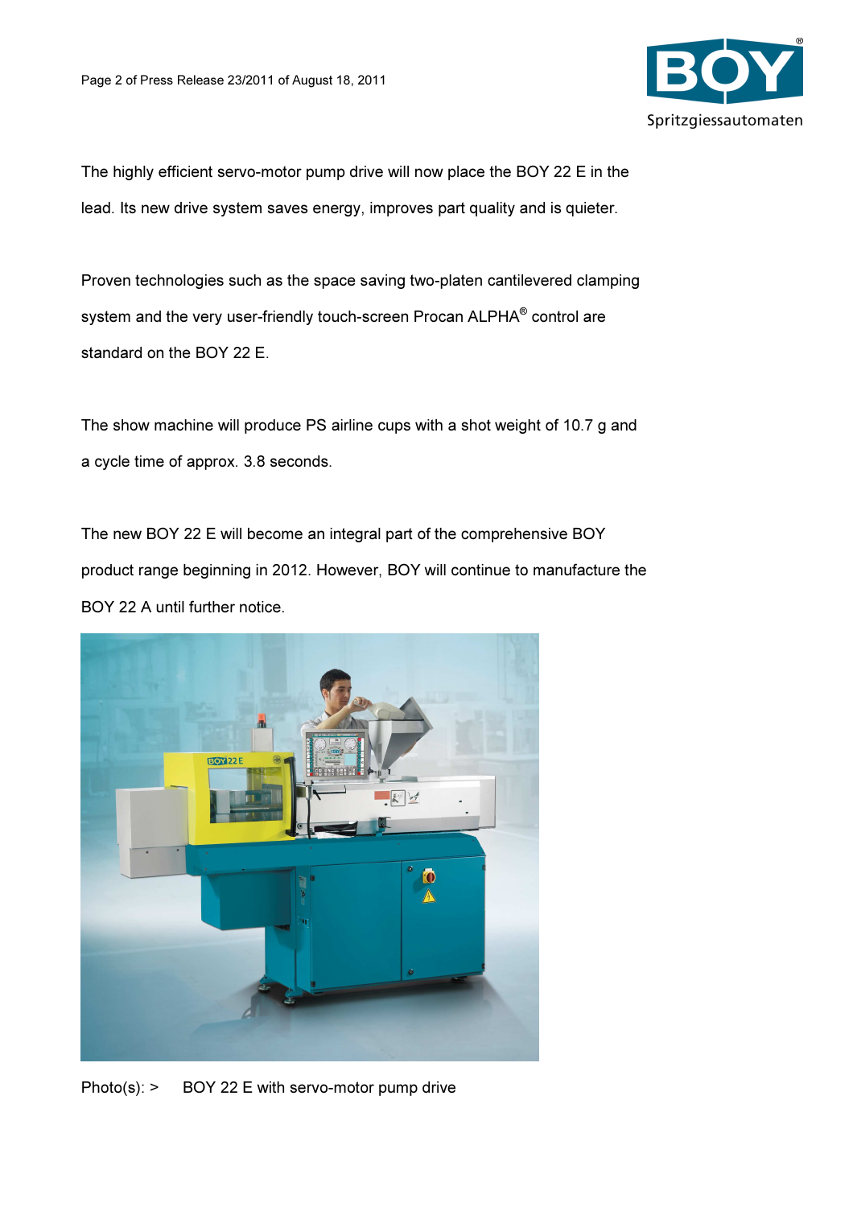The highly efficient servo-motor pump drive will now place the BOY 22 E in the lead. Its new drive system saves energy, improves part quality and is quieter.

Proven technologies such as the space saving two-platen cantilevered clamping system and the very user-friendly touch-screen Procan ALPHA® control are standard on the BOY 22 E.

The show machine will produce PS airline cups with a shot weight of 10.7 g and a cycle time of approx. 3.8 seconds.

The new BOY 22 E will become an integral part of the comprehensive BOY product range beginning in 2012. However, BOY will continue to manufacture the BOY 22 A until further notice.

Photo(s): > BOY 22 E with servo-motor pump drive